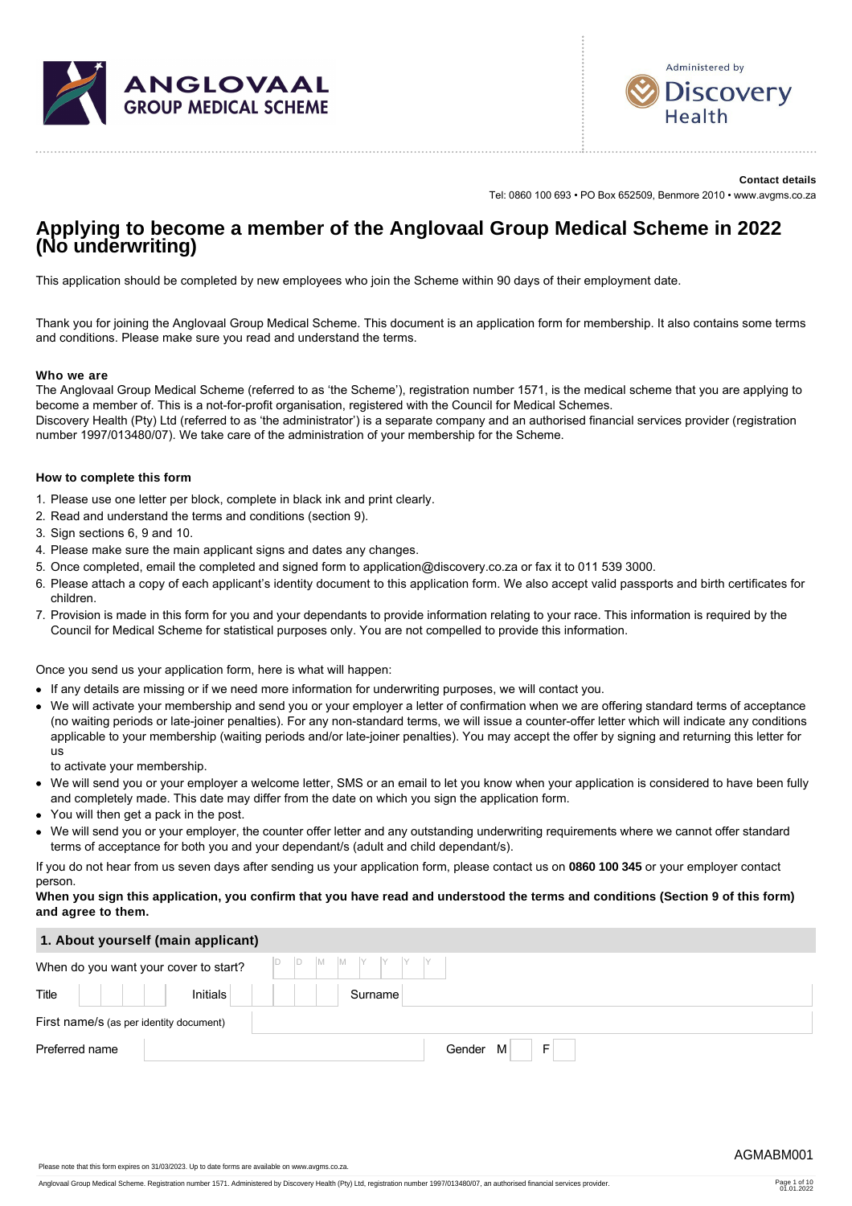ANGLOVAAL GROUP MEDICAL SCHEME

Administered by Discovery Health

**Contact details**

Tel: 0860 100 693 • PO Box 652509, Benmore 2010 • www.avgms.co.za

# Applying to become a member of the Anglovaal Group Medical Scheme in 2022 (No underwriting)

This application should be completed by new employees who join the Scheme within 90 days of their employment date.

Thank you for joining the Anglovaal Group Medical Scheme. This document is an application form for membership. It also contains some terms and conditions. Please make sure you read and understand the terms.

### Who we are

The Anglovaal Group Medical Scheme (referred to as 'the Scheme'), registration number 1571, is the medical scheme that you are applying to become a member of. This is a not-for-profit organisation, registered with the Council for Medical Schemes.
Discovery Health (Pty) Ltd (referred to as 'the administrator') is a separate company and an authorised financial services provider (registration number 1997/013480/07). We take care of the administration of your membership for the Scheme.

### How to complete this form

1. Please use one letter per block, complete in black ink and print clearly.
2. Read and understand the terms and conditions (section 9).
3. Sign sections 6, 9 and 10.
4. Please make sure the main applicant signs and dates any changes.
5. Once completed, email the completed and signed form to application@discovery.co.za or fax it to 011 539 3000.
6. Please attach a copy of each applicant's identity document to this application form. We also accept valid passports and birth certificates for children.
7. Provision is made in this form for you and your dependants to provide information relating to your race. This information is required by the Council for Medical Scheme for statistical purposes only. You are not compelled to provide this information.

Once you send us your application form, here is what will happen:

- If any details are missing or if we need more information for underwriting purposes, we will contact you.
- We will activate your membership and send you or your employer a letter of confirmation when we are offering standard terms of acceptance (no waiting periods or late-joiner penalties). For any non-standard terms, we will issue a counter-offer letter which will indicate any conditions applicable to your membership (waiting periods and/or late-joiner penalties). You may accept the offer by signing and returning this letter for us to activate your membership.
- We will send you or your employer a welcome letter, SMS or an email to let you know when your application is considered to have been fully and completely made. This date may differ from the date on which you sign the application form.
- You will then get a pack in the post.
- We will send you or your employer, the counter offer letter and any outstanding underwriting requirements where we cannot offer standard terms of acceptance for both you and your dependant/s (adult and child dependant/s).

If you do not hear from us seven days after sending us your application form, please contact us on **0860 100 345** or your employer contact person.

**When you sign this application, you confirm that you have read and understood the terms and conditions (Section 9 of this form) and agree to them.**

## 1. About yourself (main applicant)

| | |
|---|---|
| When do you want your cover to start? | D D M M Y Y Y Y |
| Title | Initials | Surname |
| First name/s (as per identity document) | |
| Preferred name | Gender M / F |

Please note that this form expires on 31/03/2023. Up to date forms are available on www.avgms.co.za.

AGMABM001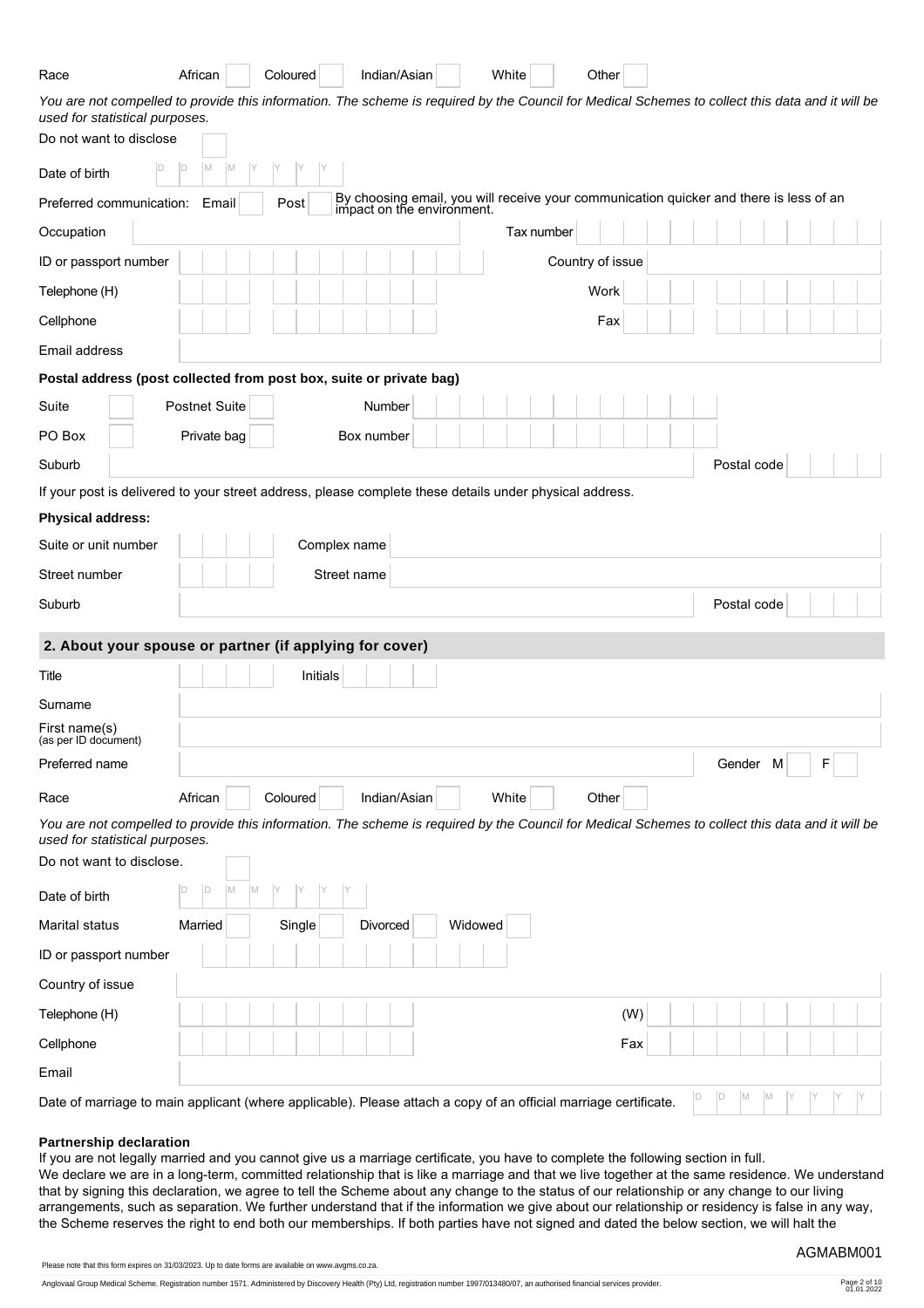Race African ☐ Coloured ☐ Indian/Asian ☐ White ☐ Other ☐

*You are not compelled to provide this information. The scheme is required by the Council for Medical Schemes to collect this data and it will be used for statistical purposes.*

Do not want to disclose ☐

Date of birth D D M M Y Y Y Y

Preferred communication: Email ☐ Post ☐ By choosing email, you will receive your communication quicker and there is less of an impact on the environment.

Occupation ______ Tax number ______

ID or passport number ______ Country of issue ______

Telephone (H) ______ Work ______

Cellphone ______ Fax ______

Email address ______

**Postal address (post collected from post box, suite or private bag)**

Suite ☐ Postnet Suite ☐ Number ______

PO Box ☐ Private bag ☐ Box number ______

Suburb ______ Postal code ______

If your post is delivered to your street address, please complete these details under physical address.

**Physical address:**

Suite or unit number ______ Complex name ______

Street number ______ Street name ______

Suburb ______ Postal code ______

## 2. About your spouse or partner (if applying for cover)

Title ______ Initials ______

Surname ______

First name(s) (as per ID document) ______

Preferred name ______ Gender M ☐ F ☐

Race African ☐ Coloured ☐ Indian/Asian ☐ White ☐ Other ☐

*You are not compelled to provide this information. The scheme is required by the Council for Medical Schemes to collect this data and it will be used for statistical purposes.*

Do not want to disclose. ☐

Date of birth D D M M Y Y Y Y

Marital status Married ☐ Single ☐ Divorced ☐ Widowed ☐

ID or passport number ______

Country of issue ______

Telephone (H) ______ (W) ______

Cellphone ______ Fax ______

Email ______

Date of marriage to main applicant (where applicable). Please attach a copy of an official marriage certificate. D D M M Y Y Y Y

**Partnership declaration**

If you are not legally married and you cannot give us a marriage certificate, you have to complete the following section in full.

We declare we are in a long-term, committed relationship that is like a marriage and that we live together at the same residence. We understand that by signing this declaration, we agree to tell the Scheme about any change to the status of our relationship or any change to our living arrangements, such as separation. We further understand that if the information we give about our relationship or residency is false in any way, the Scheme reserves the right to end both our memberships. If both parties have not signed and dated the below section, we will halt the

AGMABM001

Please note that this form expires on 31/03/2023. Up to date forms are available on www.avgms.co.za.

Anglovaal Group Medical Scheme. Registration number 1571. Administered by Discovery Health (Pty) Ltd, registration number 1997/013480/07, an authorised financial services provider.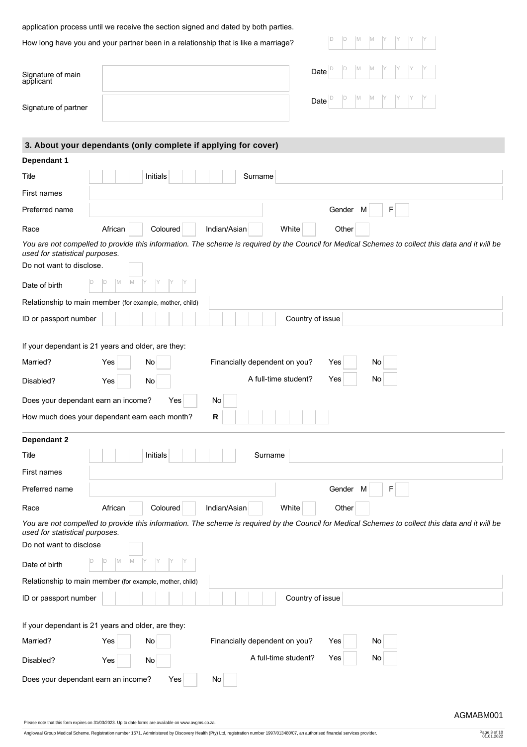application process until we receive the section signed and dated by both parties.

How long have you and your partner been in a relationship that is like a marriage? D D M M Y Y Y Y

Signature of main applicant | Date D D M M Y Y Y Y

Signature of partner | Date D D M M Y Y Y Y

## 3. About your dependants (only complete if applying for cover)

### Dependant 1

Title | Initials | Surname

First names

Preferred name | Gender M | F

Race: African | Coloured | Indian/Asian | White | Other

*You are not compelled to provide this information. The scheme is required by the Council for Medical Schemes to collect this data and it will be used for statistical purposes.*

Do not want to disclose.

Date of birth D D M M Y Y Y Y

Relationship to main member (for example, mother, child)

ID or passport number | Country of issue

If your dependant is 21 years and older, are they:

Married? Yes | No — Financially dependent on you? Yes | No

Disabled? Yes | No — A full-time student? Yes | No

Does your dependant earn an income? Yes | No

How much does your dependant earn each month? **R**

### Dependant 2

Title | Initials | Surname

First names

Preferred name | Gender M | F

Race: African | Coloured | Indian/Asian | White | Other

*You are not compelled to provide this information. The scheme is required by the Council for Medical Schemes to collect this data and it will be used for statistical purposes.*

Do not want to disclose

Date of birth D D M M Y Y Y Y

Relationship to main member (for example, mother, child)

ID or passport number | Country of issue

If your dependant is 21 years and older, are they:

Married? Yes | No — Financially dependent on you? Yes | No

Disabled? Yes | No — A full-time student? Yes | No

Does your dependant earn an income? Yes | No

AGMABM001

Please note that this form expires on 31/03/2023. Up to date forms are available on www.avgms.co.za.

Anglovaal Group Medical Scheme. Registration number 1571. Administered by Discovery Health (Pty) Ltd, registration number 1997/013480/07, an authorised financial services provider.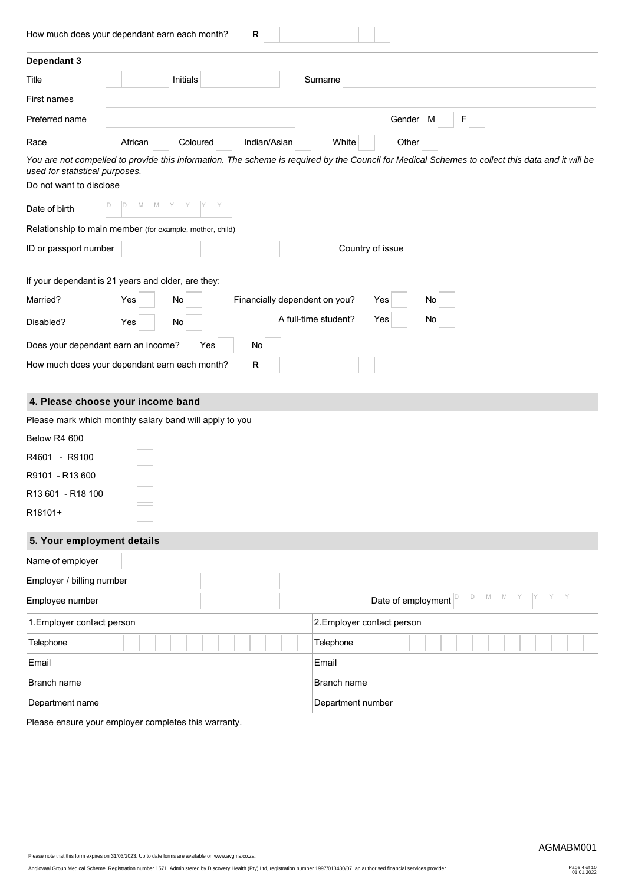How much does your dependant earn each month? R

**Dependant 3**

| | | | |
|---|---|---|---|
| Title | | Initials | |
| Surname | | | |
| First names | | | |
| Preferred name | | Gender | M ☐ F ☐ |

Race: African ☐ Coloured ☐ Indian/Asian ☐ White ☐ Other ☐

*You are not compelled to provide this information. The scheme is required by the Council for Medical Schemes to collect this data and it will be used for statistical purposes.*

Do not want to disclose ☐

Date of birth D D M M Y Y Y Y

Relationship to main member (for example, mother, child)

ID or passport number | Country of issue

If your dependant is 21 years and older, are they:

| | | | | | |
|---|---|---|---|---|---|
| Married? | Yes ☐ | No ☐ | Financially dependent on you? | Yes ☐ | No ☐ |
| Disabled? | Yes ☐ | No ☐ | A full-time student? | Yes ☐ | No ☐ |

Does your dependant earn an income? Yes ☐ No ☐

How much does your dependant earn each month? R

## 4. Please choose your income band

Please mark which monthly salary band will apply to you

- Below R4 600 ☐
- R4601 - R9100 ☐
- R9101 - R13 600 ☐
- R13 601 - R18 100 ☐
- R18101+ ☐

## 5. Your employment details

Name of employer

Employer / billing number

Employee number | Date of employment D D M M Y Y Y Y

| 1.Employer contact person | 2.Employer contact person |
|---|---|
| Telephone | Telephone |
| Email | Email |
| Branch name | Branch name |
| Department name | Department number |

Please ensure your employer completes this warranty.

Please note that this form expires on 31/03/2023. Up to date forms are available on www.avgms.co.za.

AGMABM001

Anglovaal Group Medical Scheme. Registration number 1571. Administered by Discovery Health (Pty) Ltd, registration number 1997/013480/07, an authorised financial services provider.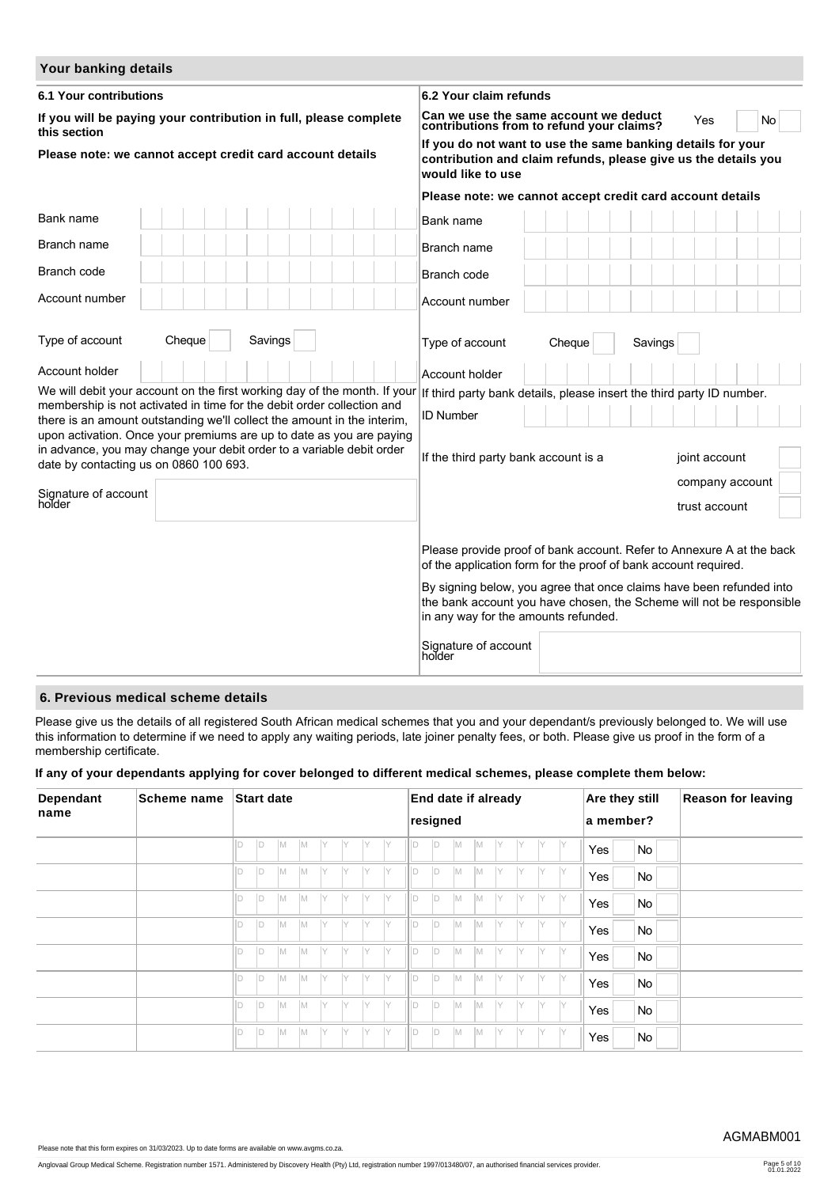## Your banking details

### 6.1 Your contributions

**If you will be paying your contribution in full, please complete this section**

**Please note: we cannot accept credit card account details**

| | |
|---|---|
| Bank name | |
| Branch name | |
| Branch code | |
| Account number | |
| Type of account | Cheque ☐ Savings ☐ |
| Account holder | |

We will debit your account on the first working day of the month. If your membership is not activated in time for the debit order collection and there is an amount outstanding we'll collect the amount in the interim, upon activation. Once your premiums are up to date as you are paying in advance, you may change your debit order to a variable debit order date by contacting us on 0860 100 693.

Signature of account holder

### 6.2 Your claim refunds

**Can we use the same account we deduct contributions from to refund your claims?** Yes ☐ No ☐

**If you do not want to use the same banking details for your contribution and claim refunds, please give us the details you would like to use**

**Please note: we cannot accept credit card account details**

| | |
|---|---|
| Bank name | |
| Branch name | |
| Branch code | |
| Account number | |
| Type of account | Cheque ☐ Savings ☐ |
| Account holder | |

If third party bank details, please insert the third party ID number.

ID Number

If the third party bank account is a
- joint account ☐
- company account ☐
- trust account ☐

Please provide proof of bank account. Refer to Annexure A at the back of the application form for the proof of bank account required.

By signing below, you agree that once claims have been refunded into the bank account you have chosen, the Scheme will not be responsible in any way for the amounts refunded.

Signature of account holder

## 6. Previous medical scheme details

Please give us the details of all registered South African medical schemes that you and your dependant/s previously belonged to. We will use this information to determine if we need to apply any waiting periods, late joiner penalty fees, or both. Please give us proof in the form of a membership certificate.

**If any of your dependants applying for cover belonged to different medical schemes, please complete them below:**

| Dependant name | Scheme name | Start date | End date if already resigned | Are they still a member? | Reason for leaving |
|---|---|---|---|---|---|
| | | DD MM YYYY | DD MM YYYY | Yes ☐ No ☐ | |
| | | DD MM YYYY | DD MM YYYY | Yes ☐ No ☐ | |
| | | DD MM YYYY | DD MM YYYY | Yes ☐ No ☐ | |
| | | DD MM YYYY | DD MM YYYY | Yes ☐ No ☐ | |
| | | DD MM YYYY | DD MM YYYY | Yes ☐ No ☐ | |
| | | DD MM YYYY | DD MM YYYY | Yes ☐ No ☐ | |
| | | DD MM YYYY | DD MM YYYY | Yes ☐ No ☐ | |
| | | DD MM YYYY | DD MM YYYY | Yes ☐ No ☐ | |

AGMABM001

Please note that this form expires on 31/03/2023. Up to date forms are available on www.avgms.co.za.

Anglovaal Group Medical Scheme. Registration number 1571. Administered by Discovery Health (Pty) Ltd, registration number 1997/013480/07, an authorised financial services provider.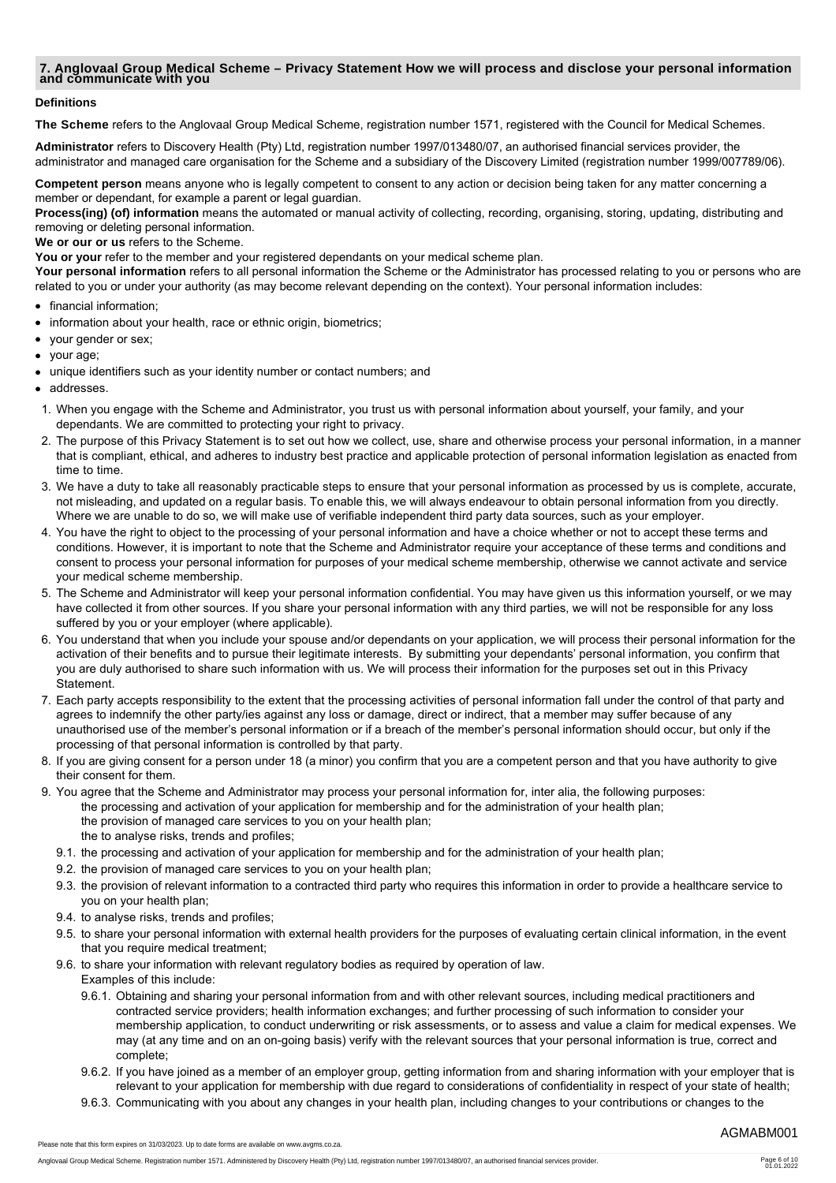## 7. Anglovaal Group Medical Scheme – Privacy Statement How we will process and disclose your personal information and communicate with you

**Definitions**

**The Scheme** refers to the Anglovaal Group Medical Scheme, registration number 1571, registered with the Council for Medical Schemes.

**Administrator** refers to Discovery Health (Pty) Ltd, registration number 1997/013480/07, an authorised financial services provider, the administrator and managed care organisation for the Scheme and a subsidiary of the Discovery Limited (registration number 1999/007789/06).

**Competent person** means anyone who is legally competent to consent to any action or decision being taken for any matter concerning a member or dependant, for example a parent or legal guardian.

**Process(ing) (of) information** means the automated or manual activity of collecting, recording, organising, storing, updating, distributing and removing or deleting personal information.

**We or our or us** refers to the Scheme.

**You or your** refer to the member and your registered dependants on your medical scheme plan.

**Your personal information** refers to all personal information the Scheme or the Administrator has processed relating to you or persons who are related to you or under your authority (as may become relevant depending on the context). Your personal information includes:

- financial information;
- information about your health, race or ethnic origin, biometrics;
- your gender or sex;
- your age;
- unique identifiers such as your identity number or contact numbers; and
- addresses.

1. When you engage with the Scheme and Administrator, you trust us with personal information about yourself, your family, and your dependants. We are committed to protecting your right to privacy.
2. The purpose of this Privacy Statement is to set out how we collect, use, share and otherwise process your personal information, in a manner that is compliant, ethical, and adheres to industry best practice and applicable protection of personal information legislation as enacted from time to time.
3. We have a duty to take all reasonably practicable steps to ensure that your personal information as processed by us is complete, accurate, not misleading, and updated on a regular basis. To enable this, we will always endeavour to obtain personal information from you directly. Where we are unable to do so, we will make use of verifiable independent third party data sources, such as your employer.
4. You have the right to object to the processing of your personal information and have a choice whether or not to accept these terms and conditions. However, it is important to note that the Scheme and Administrator require your acceptance of these terms and conditions and consent to process your personal information for purposes of your medical scheme membership, otherwise we cannot activate and service your medical scheme membership.
5. The Scheme and Administrator will keep your personal information confidential. You may have given us this information yourself, or we may have collected it from other sources. If you share your personal information with any third parties, we will not be responsible for any loss suffered by you or your employer (where applicable).
6. You understand that when you include your spouse and/or dependants on your application, we will process their personal information for the activation of their benefits and to pursue their legitimate interests. By submitting your dependants' personal information, you confirm that you are duly authorised to share such information with us. We will process their information for the purposes set out in this Privacy Statement.
7. Each party accepts responsibility to the extent that the processing activities of personal information fall under the control of that party and agrees to indemnify the other party/ies against any loss or damage, direct or indirect, that a member may suffer because of any unauthorised use of the member's personal information or if a breach of the member's personal information should occur, but only if the processing of that personal information is controlled by that party.
8. If you are giving consent for a person under 18 (a minor) you confirm that you are a competent person and that you have authority to give their consent for them.
9. You agree that the Scheme and Administrator may process your personal information for, inter alia, the following purposes:
   the processing and activation of your application for membership and for the administration of your health plan;
   the provision of managed care services to you on your health plan;
   the to analyse risks, trends and profiles;
   9.1. the processing and activation of your application for membership and for the administration of your health plan;
   9.2. the provision of managed care services to you on your health plan;
   9.3. the provision of relevant information to a contracted third party who requires this information in order to provide a healthcare service to you on your health plan;
   9.4. to analyse risks, trends and profiles;
   9.5. to share your personal information with external health providers for the purposes of evaluating certain clinical information, in the event that you require medical treatment;
   9.6. to share your information with relevant regulatory bodies as required by operation of law.
   Examples of this include:
      9.6.1. Obtaining and sharing your personal information from and with other relevant sources, including medical practitioners and contracted service providers; health information exchanges; and further processing of such information to consider your membership application, to conduct underwriting or risk assessments, or to assess and value a claim for medical expenses. We may (at any time and on an on-going basis) verify with the relevant sources that your personal information is true, correct and complete;
      9.6.2. If you have joined as a member of an employer group, getting information from and sharing information with your employer that is relevant to your application for membership with due regard to considerations of confidentiality in respect of your state of health;
      9.6.3. Communicating with you about any changes in your health plan, including changes to your contributions or changes to the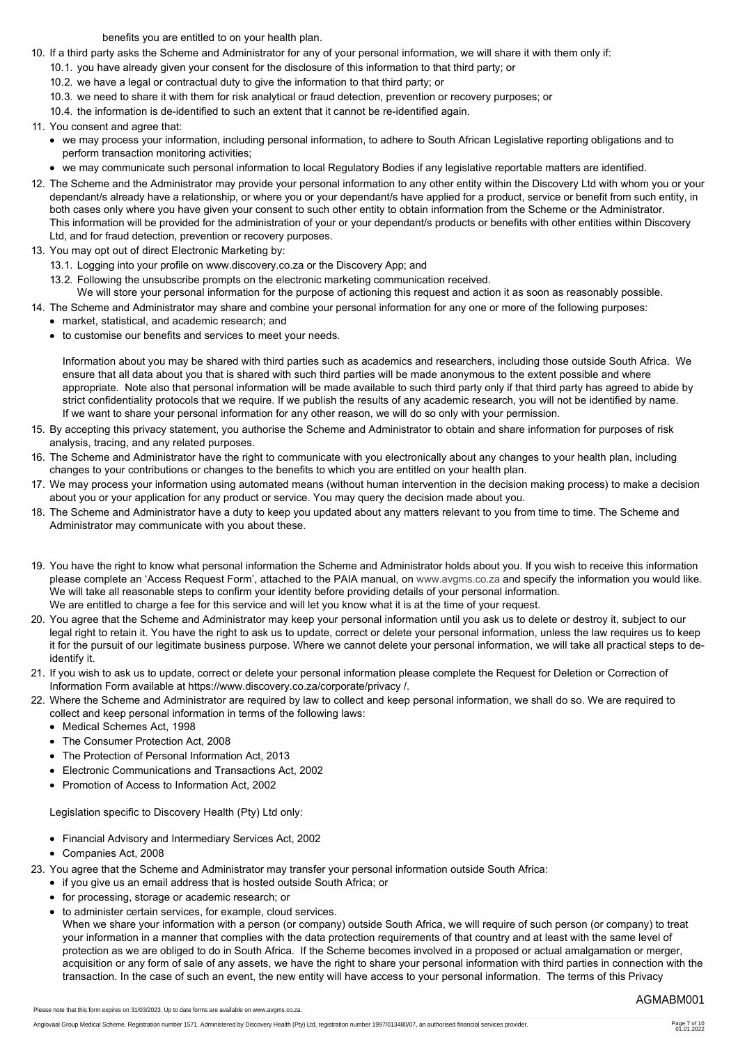benefits you are entitled to on your health plan.

10. If a third party asks the Scheme and Administrator for any of your personal information, we will share it with them only if:
    10.1. you have already given your consent for the disclosure of this information to that third party; or
    10.2. we have a legal or contractual duty to give the information to that third party; or
    10.3. we need to share it with them for risk analytical or fraud detection, prevention or recovery purposes; or
    10.4. the information is de-identified to such an extent that it cannot be re-identified again.
11. You consent and agree that:
    - we may process your information, including personal information, to adhere to South African Legislative reporting obligations and to perform transaction monitoring activities;
    - we may communicate such personal information to local Regulatory Bodies if any legislative reportable matters are identified.
12. The Scheme and the Administrator may provide your personal information to any other entity within the Discovery Ltd with whom you or your dependant/s already have a relationship, or where you or your dependant/s have applied for a product, service or benefit from such entity, in both cases only where you have given your consent to such other entity to obtain information from the Scheme or the Administrator. This information will be provided for the administration of your or your dependant/s products or benefits with other entities within Discovery Ltd, and for fraud detection, prevention or recovery purposes.
13. You may opt out of direct Electronic Marketing by:
    13.1. Logging into your profile on www.discovery.co.za or the Discovery App; and
    13.2. Following the unsubscribe prompts on the electronic marketing communication received.
    We will store your personal information for the purpose of actioning this request and action it as soon as reasonably possible.
14. The Scheme and Administrator may share and combine your personal information for any one or more of the following purposes:
    - market, statistical, and academic research; and
    - to customise our benefits and services to meet your needs.

    Information about you may be shared with third parties such as academics and researchers, including those outside South Africa. We ensure that all data about you that is shared with such third parties will be made anonymous to the extent possible and where appropriate. Note also that personal information will be made available to such third party only if that third party has agreed to abide by strict confidentiality protocols that we require. If we publish the results of any academic research, you will not be identified by name. If we want to share your personal information for any other reason, we will do so only with your permission.
15. By accepting this privacy statement, you authorise the Scheme and Administrator to obtain and share information for purposes of risk analysis, tracing, and any related purposes.
16. The Scheme and Administrator have the right to communicate with you electronically about any changes to your health plan, including changes to your contributions or changes to the benefits to which you are entitled on your health plan.
17. We may process your information using automated means (without human intervention in the decision making process) to make a decision about you or your application for any product or service. You may query the decision made about you.
18. The Scheme and Administrator have a duty to keep you updated about any matters relevant to you from time to time. The Scheme and Administrator may communicate with you about these.
19. You have the right to know what personal information the Scheme and Administrator holds about you. If you wish to receive this information please complete an 'Access Request Form', attached to the PAIA manual, on www.avgms.co.za and specify the information you would like. We will take all reasonable steps to confirm your identity before providing details of your personal information.
    We are entitled to charge a fee for this service and will let you know what it is at the time of your request.
20. You agree that the Scheme and Administrator may keep your personal information until you ask us to delete or destroy it, subject to our legal right to retain it. You have the right to ask us to update, correct or delete your personal information, unless the law requires us to keep it for the pursuit of our legitimate business purpose. Where we cannot delete your personal information, we will take all practical steps to de-identify it.
21. If you wish to ask us to update, correct or delete your personal information please complete the Request for Deletion or Correction of Information Form available at https://www.discovery.co.za/corporate/privacy /.
22. Where the Scheme and Administrator are required by law to collect and keep personal information, we shall do so. We are required to collect and keep personal information in terms of the following laws:
    - Medical Schemes Act, 1998
    - The Consumer Protection Act, 2008
    - The Protection of Personal Information Act, 2013
    - Electronic Communications and Transactions Act, 2002
    - Promotion of Access to Information Act, 2002

    Legislation specific to Discovery Health (Pty) Ltd only:

    - Financial Advisory and Intermediary Services Act, 2002
    - Companies Act, 2008
23. You agree that the Scheme and Administrator may transfer your personal information outside South Africa:
    - if you give us an email address that is hosted outside South Africa; or
    - for processing, storage or academic research; or
    - to administer certain services, for example, cloud services.

    When we share your information with a person (or company) outside South Africa, we will require of such person (or company) to treat your information in a manner that complies with the data protection requirements of that country and at least with the same level of protection as we are obliged to do in South Africa. If the Scheme becomes involved in a proposed or actual amalgamation or merger, acquisition or any form of sale of any assets, we have the right to share your personal information with third parties in connection with the transaction. In the case of such an event, the new entity will have access to your personal information. The terms of this Privacy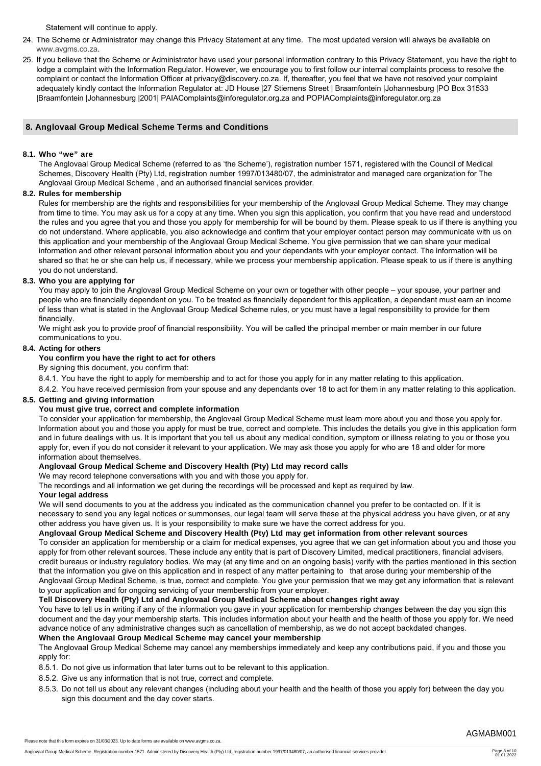Statement will continue to apply.

24. The Scheme or Administrator may change this Privacy Statement at any time. The most updated version will always be available on www.avgms.co.za.
25. If you believe that the Scheme or Administrator have used your personal information contrary to this Privacy Statement, you have the right to lodge a complaint with the Information Regulator. However, we encourage you to first follow our internal complaints process to resolve the complaint or contact the Information Officer at privacy@discovery.co.za. If, thereafter, you feel that we have not resolved your complaint adequately kindly contact the Information Regulator at: JD House |27 Stiemens Street | Braamfontein |Johannesburg |PO Box 31533 |Braamfontein |Johannesburg |2001| PAIAComplaints@inforegulator.org.za and POPIAComplaints@inforegulator.org.za

## 8. Anglovaal Group Medical Scheme Terms and Conditions

### 8.1. Who "we" are

The Anglovaal Group Medical Scheme (referred to as 'the Scheme'), registration number 1571, registered with the Council of Medical Schemes, Discovery Health (Pty) Ltd, registration number 1997/013480/07, the administrator and managed care organization for The Anglovaal Group Medical Scheme , and an authorised financial services provider.

### 8.2. Rules for membership

Rules for membership are the rights and responsibilities for your membership of the Anglovaal Group Medical Scheme. They may change from time to time. You may ask us for a copy at any time. When you sign this application, you confirm that you have read and understood the rules and you agree that you and those you apply for membership for will be bound by them. Please speak to us if there is anything you do not understand. Where applicable, you also acknowledge and confirm that your employer contact person may communicate with us on this application and your membership of the Anglovaal Group Medical Scheme. You give permission that we can share your medical information and other relevant personal information about you and your dependants with your employer contact. The information will be shared so that he or she can help us, if necessary, while we process your membership application. Please speak to us if there is anything you do not understand.

### 8.3. Who you are applying for

You may apply to join the Anglovaal Group Medical Scheme on your own or together with other people – your spouse, your partner and people who are financially dependent on you. To be treated as financially dependent for this application, a dependant must earn an income of less than what is stated in the Anglovaal Group Medical Scheme rules, or you must have a legal responsibility to provide for them financially.

We might ask you to provide proof of financial responsibility. You will be called the principal member or main member in our future communications to you.

### 8.4. Acting for others

**You confirm you have the right to act for others**

By signing this document, you confirm that:

8.4.1. You have the right to apply for membership and to act for those you apply for in any matter relating to this application.

8.4.2. You have received permission from your spouse and any dependants over 18 to act for them in any matter relating to this application.

### 8.5. Getting and giving information

**You must give true, correct and complete information**

To consider your application for membership, the Anglovaal Group Medical Scheme must learn more about you and those you apply for. Information about you and those you apply for must be true, correct and complete. This includes the details you give in this application form and in future dealings with us. It is important that you tell us about any medical condition, symptom or illness relating to you or those you apply for, even if you do not consider it relevant to your application. We may ask those you apply for who are 18 and older for more information about themselves.

**Anglovaal Group Medical Scheme and Discovery Health (Pty) Ltd may record calls**

We may record telephone conversations with you and with those you apply for.

The recordings and all information we get during the recordings will be processed and kept as required by law.

**Your legal address**

We will send documents to you at the address you indicated as the communication channel you prefer to be contacted on. If it is necessary to send you any legal notices or summonses, our legal team will serve these at the physical address you have given, or at any other address you have given us. It is your responsibility to make sure we have the correct address for you.

**Anglovaal Group Medical Scheme and Discovery Health (Pty) Ltd may get information from other relevant sources**

To consider an application for membership or a claim for medical expenses, you agree that we can get information about you and those you apply for from other relevant sources. These include any entity that is part of Discovery Limited, medical practitioners, financial advisers, credit bureaus or industry regulatory bodies. We may (at any time and on an ongoing basis) verify with the parties mentioned in this section that the information you give on this application and in respect of any matter pertaining to that arose during your membership of the Anglovaal Group Medical Scheme, is true, correct and complete. You give your permission that we may get any information that is relevant to your application and for ongoing servicing of your membership from your employer.

**Tell Discovery Health (Pty) Ltd and Anglovaal Group Medical Scheme about changes right away**

You have to tell us in writing if any of the information you gave in your application for membership changes between the day you sign this document and the day your membership starts. This includes information about your health and the health of those you apply for. We need advance notice of any administrative changes such as cancellation of membership, as we do not accept backdated changes.

**When the Anglovaal Group Medical Scheme may cancel your membership**

The Anglovaal Group Medical Scheme may cancel any memberships immediately and keep any contributions paid, if you and those you apply for:

8.5.1. Do not give us information that later turns out to be relevant to this application.

8.5.2. Give us any information that is not true, correct and complete.

8.5.3. Do not tell us about any relevant changes (including about your health and the health of those you apply for) between the day you sign this document and the day cover starts.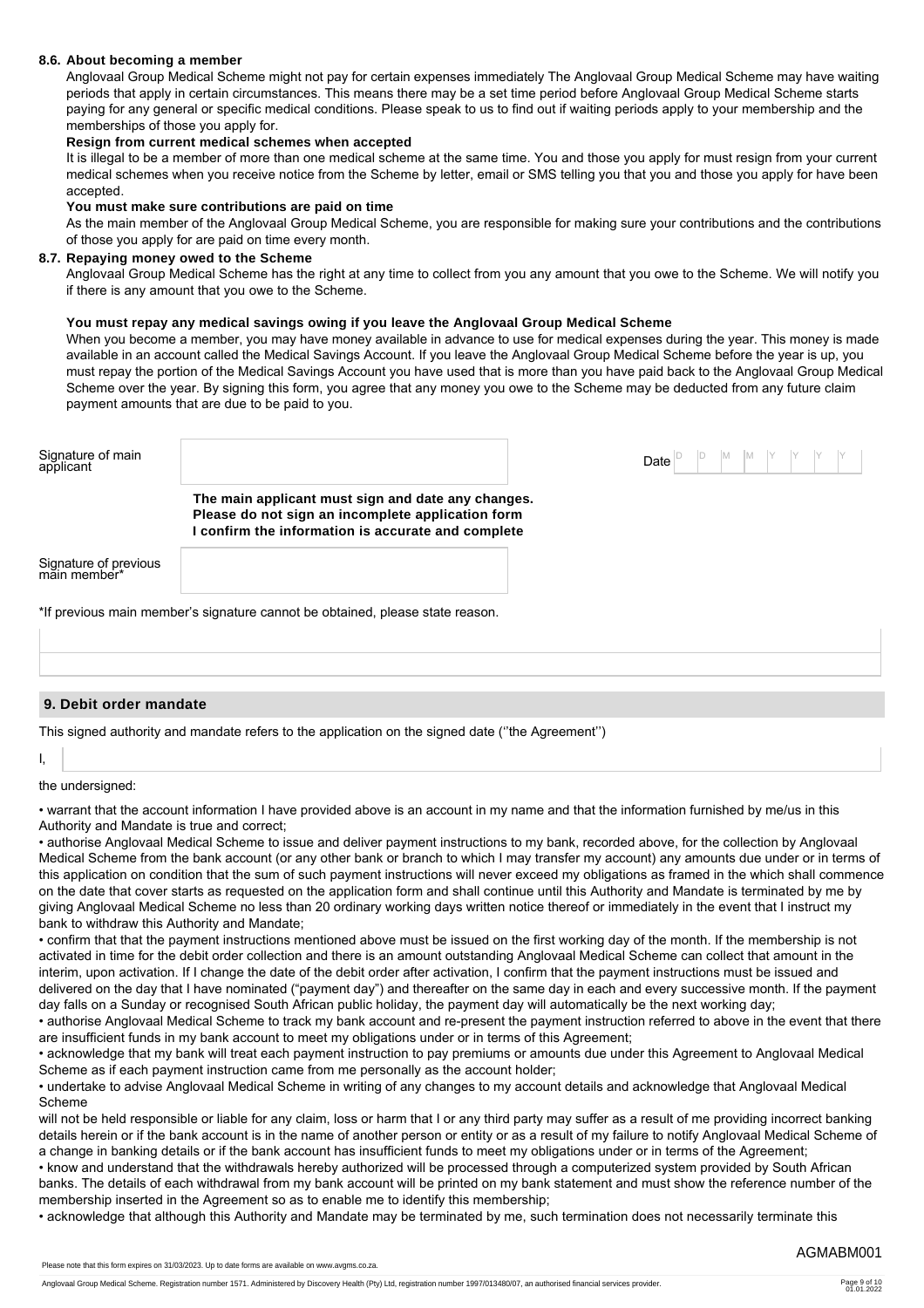### 8.6. About becoming a member

Anglovaal Group Medical Scheme might not pay for certain expenses immediately The Anglovaal Group Medical Scheme may have waiting periods that apply in certain circumstances. This means there may be a set time period before Anglovaal Group Medical Scheme starts paying for any general or specific medical conditions. Please speak to us to find out if waiting periods apply to your membership and the memberships of those you apply for.

**Resign from current medical schemes when accepted**

It is illegal to be a member of more than one medical scheme at the same time. You and those you apply for must resign from your current medical schemes when you receive notice from the Scheme by letter, email or SMS telling you that you and those you apply for have been accepted.

**You must make sure contributions are paid on time**

As the main member of the Anglovaal Group Medical Scheme, you are responsible for making sure your contributions and the contributions of those you apply for are paid on time every month.

### 8.7. Repaying money owed to the Scheme

Anglovaal Group Medical Scheme has the right at any time to collect from you any amount that you owe to the Scheme. We will notify you if there is any amount that you owe to the Scheme.

**You must repay any medical savings owing if you leave the Anglovaal Group Medical Scheme**

When you become a member, you may have money available in advance to use for medical expenses during the year. This money is made available in an account called the Medical Savings Account. If you leave the Anglovaal Group Medical Scheme before the year is up, you must repay the portion of the Medical Savings Account you have used that is more than you have paid back to the Anglovaal Group Medical Scheme over the year. By signing this form, you agree that any money you owe to the Scheme may be deducted from any future claim payment amounts that are due to be paid to you.

| Signature of main applicant | | Date | D | D | M | M | Y | Y | Y | Y |
|---|---|---|---|---|---|---|---|---|---|---|

**The main applicant must sign and date any changes.**
**Please do not sign an incomplete application form**
**I confirm the information is accurate and complete**

| Signature of previous main member* | |
|---|---|

*If previous main member's signature cannot be obtained, please state reason.

## 9. Debit order mandate

This signed authority and mandate refers to the application on the signed date (''the Agreement'')

I, ______________________________

the undersigned:

• warrant that the account information I have provided above is an account in my name and that the information furnished by me/us in this Authority and Mandate is true and correct;

• authorise Anglovaal Medical Scheme to issue and deliver payment instructions to my bank, recorded above, for the collection by Anglovaal Medical Scheme from the bank account (or any other bank or branch to which I may transfer my account) any amounts due under or in terms of this application on condition that the sum of such payment instructions will never exceed my obligations as framed in the which shall commence on the date that cover starts as requested on the application form and shall continue until this Authority and Mandate is terminated by me by giving Anglovaal Medical Scheme no less than 20 ordinary working days written notice thereof or immediately in the event that I instruct my bank to withdraw this Authority and Mandate;

• confirm that that the payment instructions mentioned above must be issued on the first working day of the month. If the membership is not activated in time for the debit order collection and there is an amount outstanding Anglovaal Medical Scheme can collect that amount in the interim, upon activation. If I change the date of the debit order after activation, I confirm that the payment instructions must be issued and delivered on the day that I have nominated ("payment day") and thereafter on the same day in each and every successive month. If the payment day falls on a Sunday or recognised South African public holiday, the payment day will automatically be the next working day;

• authorise Anglovaal Medical Scheme to track my bank account and re-present the payment instruction referred to above in the event that there are insufficient funds in my bank account to meet my obligations under or in terms of this Agreement;

• acknowledge that my bank will treat each payment instruction to pay premiums or amounts due under this Agreement to Anglovaal Medical Scheme as if each payment instruction came from me personally as the account holder;

• undertake to advise Anglovaal Medical Scheme in writing of any changes to my account details and acknowledge that Anglovaal Medical Scheme will not be held responsible or liable for any claim, loss or harm that I or any third party may suffer as a result of me providing incorrect banking details herein or if the bank account is in the name of another person or entity or as a result of my failure to notify Anglovaal Medical Scheme of a change in banking details or if the bank account has insufficient funds to meet my obligations under or in terms of the Agreement;

• know and understand that the withdrawals hereby authorized will be processed through a computerized system provided by South African banks. The details of each withdrawal from my bank account will be printed on my bank statement and must show the reference number of the membership inserted in the Agreement so as to enable me to identify this membership;

• acknowledge that although this Authority and Mandate may be terminated by me, such termination does not necessarily terminate this

Please note that this form expires on 31/03/2023. Up to date forms are available on www.avgms.co.za.

AGMABM001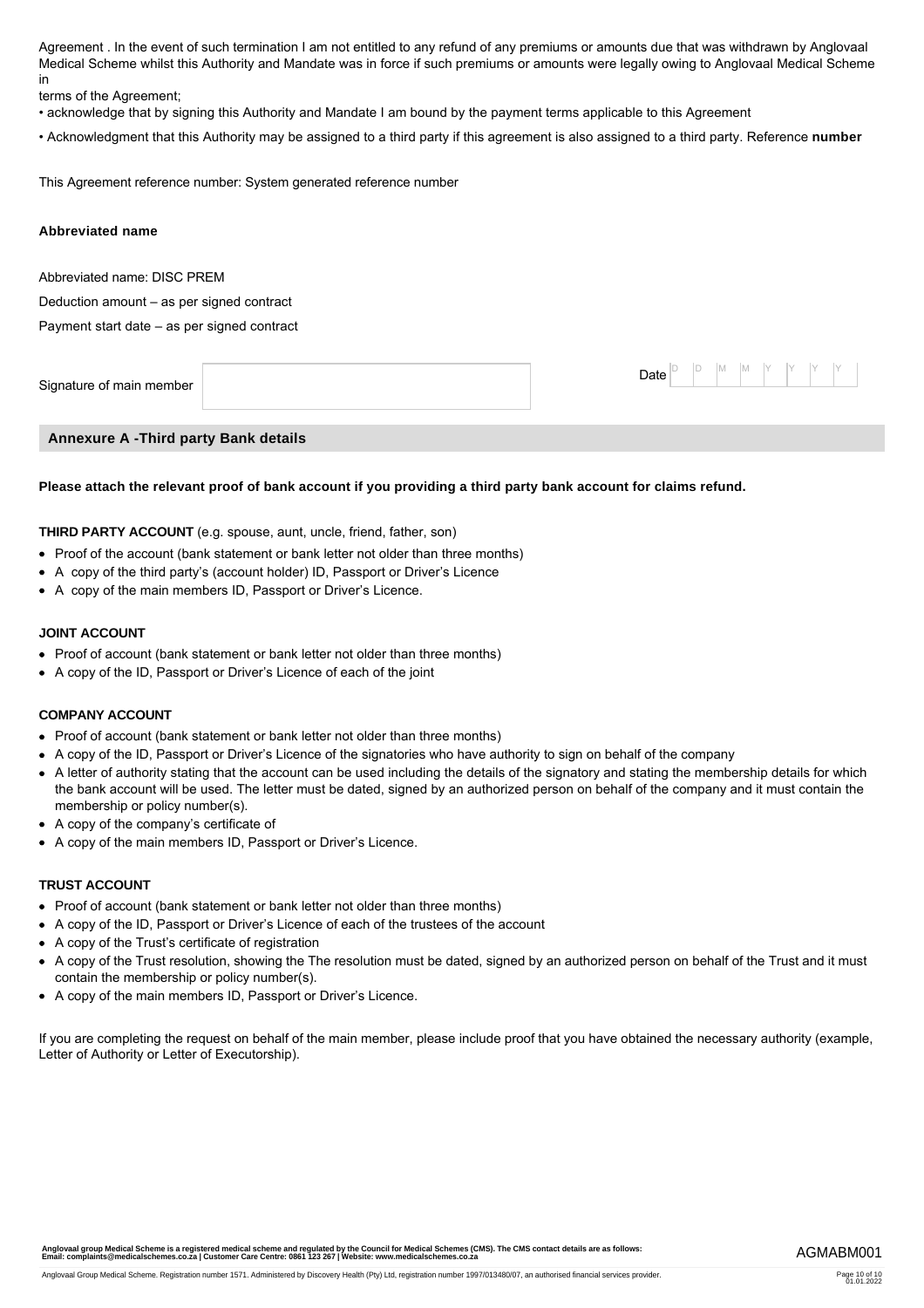Agreement . In the event of such termination I am not entitled to any refund of any premiums or amounts due that was withdrawn by Anglovaal Medical Scheme whilst this Authority and Mandate was in force if such premiums or amounts were legally owing to Anglovaal Medical Scheme in
terms of the Agreement;

- acknowledge that by signing this Authority and Mandate I am bound by the payment terms applicable to this Agreement
- Acknowledgment that this Authority may be assigned to a third party if this agreement is also assigned to a third party. Reference **number**

This Agreement reference number: System generated reference number

**Abbreviated name**

Abbreviated name: DISC PREM

Deduction amount – as per signed contract

Payment start date – as per signed contract

Signature of main member

Date D D M M Y Y Y Y

## Annexure A -Third party Bank details

**Please attach the relevant proof of bank account if you providing a third party bank account for claims refund.**

**THIRD PARTY ACCOUNT** (e.g. spouse, aunt, uncle, friend, father, son)

- Proof of the account (bank statement or bank letter not older than three months)
- A copy of the third party's (account holder) ID, Passport or Driver's Licence
- A copy of the main members ID, Passport or Driver's Licence.

**JOINT ACCOUNT**

- Proof of account (bank statement or bank letter not older than three months)
- A copy of the ID, Passport or Driver's Licence of each of the joint

**COMPANY ACCOUNT**

- Proof of account (bank statement or bank letter not older than three months)
- A copy of the ID, Passport or Driver's Licence of the signatories who have authority to sign on behalf of the company
- A letter of authority stating that the account can be used including the details of the signatory and stating the membership details for which the bank account will be used. The letter must be dated, signed by an authorized person on behalf of the company and it must contain the membership or policy number(s).
- A copy of the company's certificate of
- A copy of the main members ID, Passport or Driver's Licence.

**TRUST ACCOUNT**

- Proof of account (bank statement or bank letter not older than three months)
- A copy of the ID, Passport or Driver's Licence of each of the trustees of the account
- A copy of the Trust's certificate of registration
- A copy of the Trust resolution, showing the The resolution must be dated, signed by an authorized person on behalf of the Trust and it must contain the membership or policy number(s).
- A copy of the main members ID, Passport or Driver's Licence.

If you are completing the request on behalf of the main member, please include proof that you have obtained the necessary authority (example, Letter of Authority or Letter of Executorship).

**Anglovaal group Medical Scheme is a registered medical scheme and regulated by the Council for Medical Schemes (CMS). The CMS contact details are as follows:**
**Email: complaints@medicalschemes.co.za | Customer Care Centre: 0861 123 267 | Website: www.medicalschemes.co.za**

AGMABM001

Anglovaal Group Medical Scheme. Registration number 1571. Administered by Discovery Health (Pty) Ltd, registration number 1997/013480/07, an authorised financial services provider.

01.01.2022